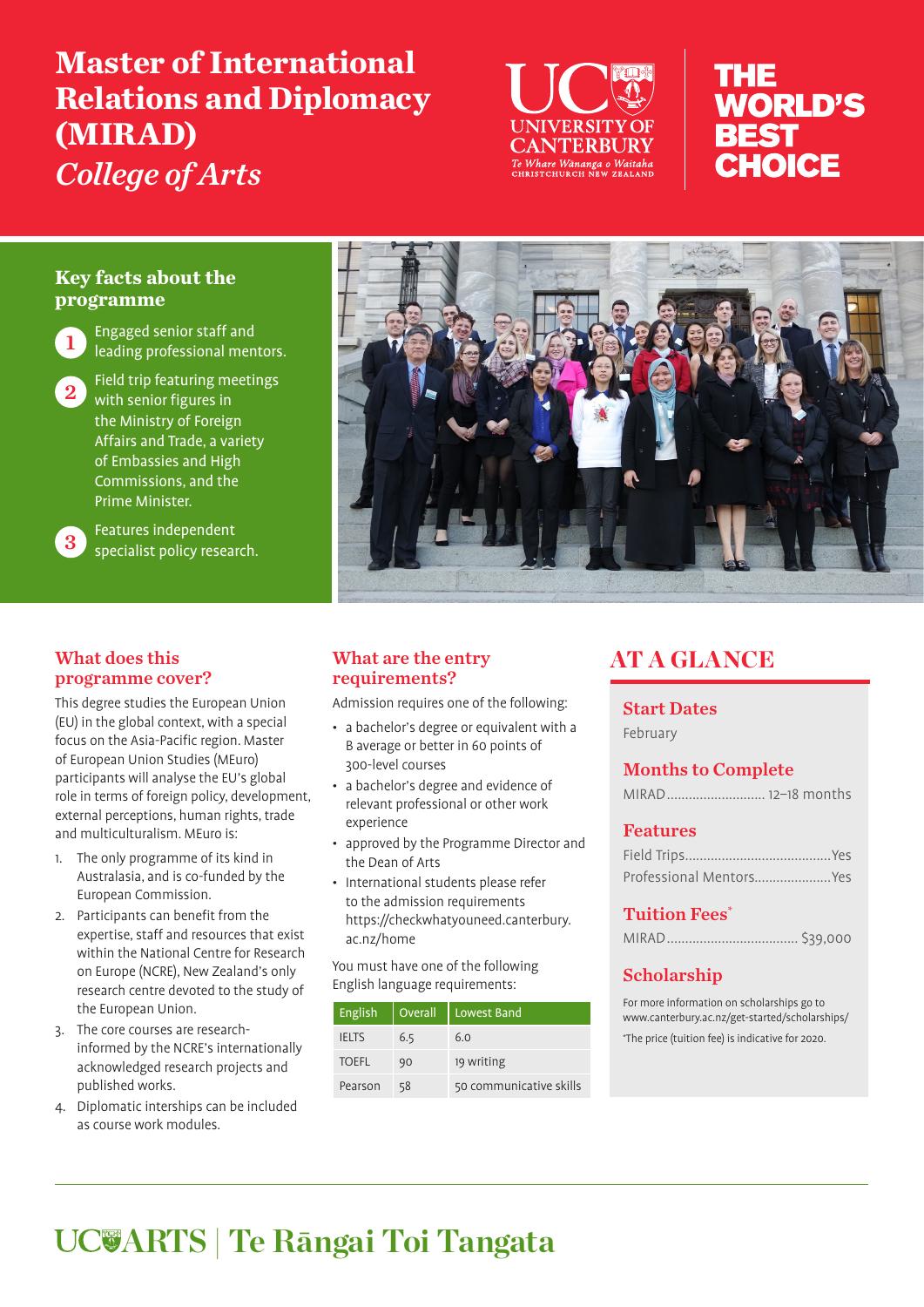# Master of International Relations and Diplomacy (MIRAD)

*College of Arts*

UC UNIVERSITY OF CANTERBURY *Te Whare Wānanga o Waitaha* CHRISTCHURCH NEW ZEALAND

THE WORLD'S BEST CHOICE

## Key facts about the programme

1. Engaged senior staff and leading professional mentors.
2. Field trip featuring meetings with senior figures in the Ministry of Foreign Affairs and Trade, a variety of Embassies and High Commissions, and the Prime Minister.
3. Features independent specialist policy research.

## What does this programme cover?

This degree studies the European Union (EU) in the global context, with a special focus on the Asia-Pacific region. Master of European Union Studies (MEuro) participants will analyse the EU's global role in terms of foreign policy, development, external perceptions, human rights, trade and multiculturalism. MEuro is:

1. The only programme of its kind in Australasia, and is co-funded by the European Commission.
2. Participants can benefit from the expertise, staff and resources that exist within the National Centre for Research on Europe (NCRE), New Zealand's only research centre devoted to the study of the European Union.
3. The core courses are research-informed by the NCRE's internationally acknowledged research projects and published works.
4. Diplomatic interships can be included as course work modules.

## What are the entry requirements?

Admission requires one of the following:

- a bachelor's degree or equivalent with a B average or better in 60 points of 300-level courses
- a bachelor's degree and evidence of relevant professional or other work experience
- approved by the Programme Director and the Dean of Arts
- International students please refer to the admission requirements https://checkwhatyouneed.canterbury.ac.nz/home

You must have one of the following English language requirements:

| English | Overall | Lowest Band |
|---|---|---|
| IELTS | 6.5 | 6.0 |
| TOEFL | 90 | 19 writing |
| Pearson | 58 | 50 communicative skills |

## AT A GLANCE

### Start Dates

February

### Months to Complete

MIRAD ........................... 12–18 months

### Features

Field Trips........................................Yes

Professional Mentors.....................Yes

### Tuition Fees*

MIRAD .................................... $39,000

### Scholarship

For more information on scholarships go to www.canterbury.ac.nz/get-started/scholarships/

*The price (tuition fee) is indicative for 2020.

UC ARTS | Te Rāngai Toi Tangata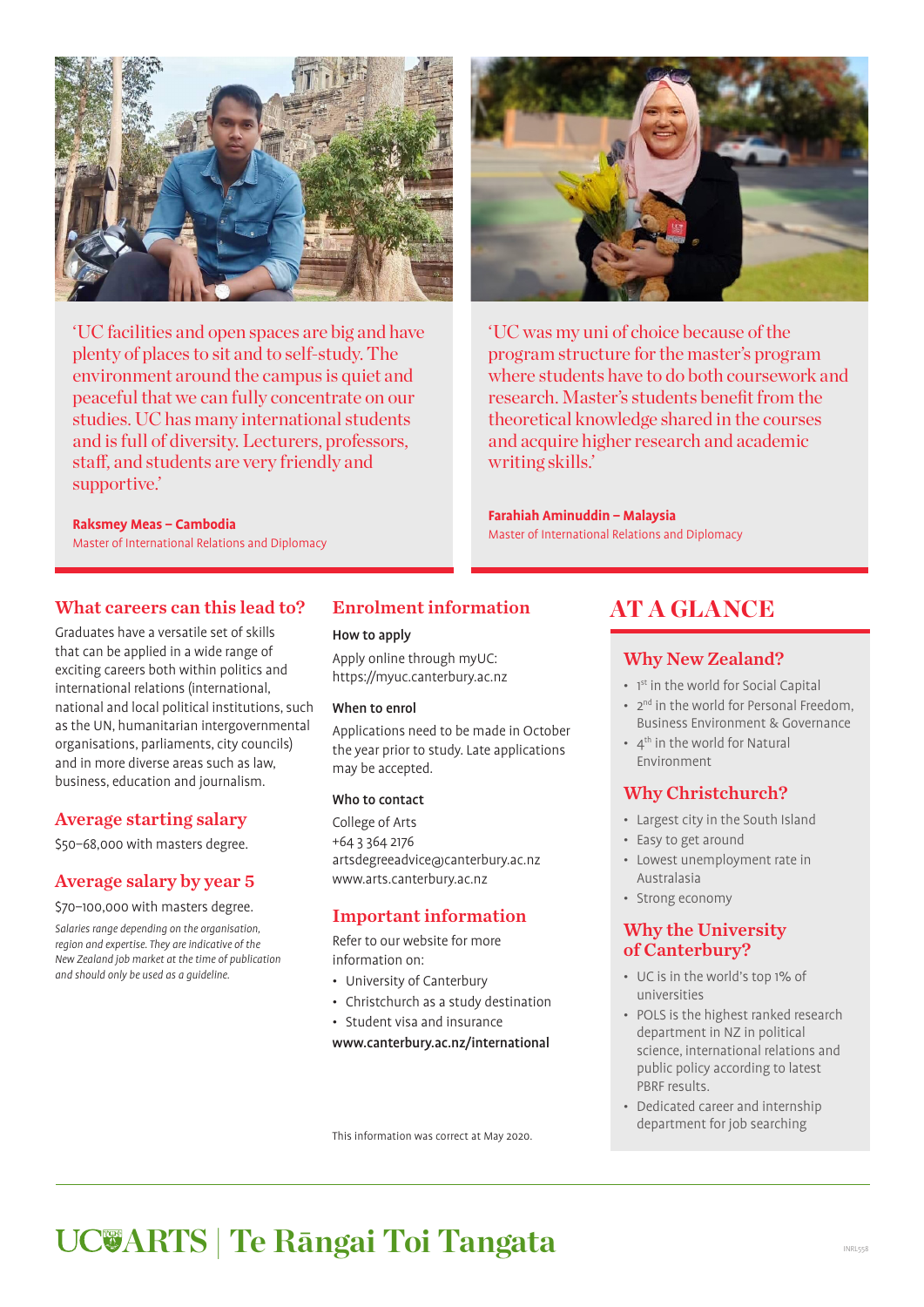'UC facilities and open spaces are big and have plenty of places to sit and to self-study. The environment around the campus is quiet and peaceful that we can fully concentrate on our studies. UC has many international students and is full of diversity. Lecturers, professors, staff, and students are very friendly and supportive.'

**Raksmey Meas – Cambodia**
Master of International Relations and Diplomacy

'UC was my uni of choice because of the program structure for the master's program where students have to do both coursework and research. Master's students benefit from the theoretical knowledge shared in the courses and acquire higher research and academic writing skills.'

**Farahiah Aminuddin – Malaysia**
Master of International Relations and Diplomacy

## What careers can this lead to?

Graduates have a versatile set of skills that can be applied in a wide range of exciting careers both within politics and international relations (international, national and local political institutions, such as the UN, humanitarian intergovernmental organisations, parliaments, city councils) and in more diverse areas such as law, business, education and journalism.

## Average starting salary

$50–68,000 with masters degree.

## Average salary by year 5

$70–100,000 with masters degree.

*Salaries range depending on the organisation, region and expertise. They are indicative of the New Zealand job market at the time of publication and should only be used as a guideline.*

## Enrolment information

**How to apply**

Apply online through myUC:
https://myuc.canterbury.ac.nz

**When to enrol**

Applications need to be made in October the year prior to study. Late applications may be accepted.

**Who to contact**

College of Arts
+64 3 364 2176
artsdegreeadvice@canterbury.ac.nz
www.arts.canterbury.ac.nz

## Important information

Refer to our website for more information on:

- University of Canterbury
- Christchurch as a study destination
- Student visa and insurance

**www.canterbury.ac.nz/international**

This information was correct at May 2020.

# AT A GLANCE

## Why New Zealand?

- 1st in the world for Social Capital
- 2nd in the world for Personal Freedom, Business Environment & Governance
- 4th in the world for Natural Environment

## Why Christchurch?

- Largest city in the South Island
- Easy to get around
- Lowest unemployment rate in Australasia
- Strong economy

## Why the University of Canterbury?

- UC is in the world's top 1% of universities
- POLS is the highest ranked research department in NZ in political science, international relations and public policy according to latest PBRF results.
- Dedicated career and internship department for job searching

UC ARTS | Te Rāngai Toi Tangata

INRL558